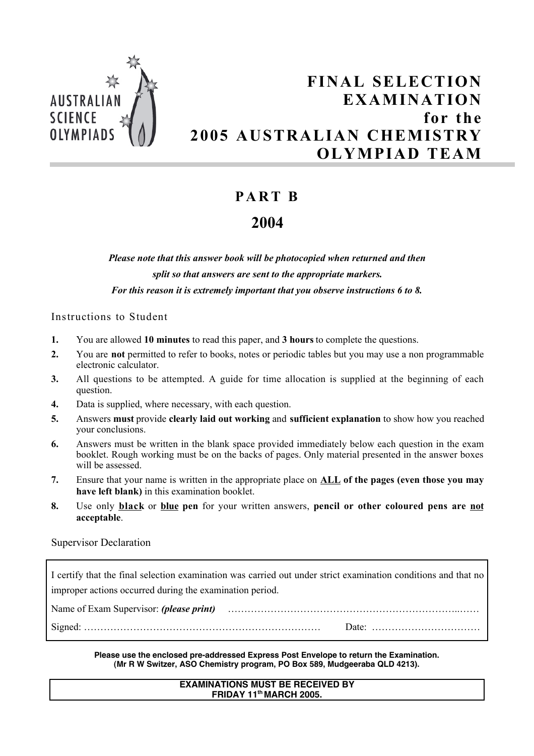AUSTRALIAN SCIENCE OLYMPIADS

# FINAL SELECTION EXAMINATION for the 2005 AUSTRALIAN CHEMISTRY OLYMPIAD TEAM

## PART B

## 2004

***Please note that this answer book will be photocopied when returned and then split so that answers are sent to the appropriate markers. For this reason it is extremely important that you observe instructions 6 to 8.***

### Instructions to Student

1. You are allowed **10 minutes** to read this paper, and **3 hours** to complete the questions.
2. You are **not** permitted to refer to books, notes or periodic tables but you may use a non programmable electronic calculator.
3. All questions to be attempted. A guide for time allocation is supplied at the beginning of each question.
4. Data is supplied, where necessary, with each question.
5. Answers **must** provide **clearly laid out working** and **sufficient explanation** to show how you reached your conclusions.
6. Answers must be written in the blank space provided immediately below each question in the exam booklet. Rough working must be on the backs of pages. Only material presented in the answer boxes will be assessed.
7. Ensure that your name is written in the appropriate place on **ALL of the pages (even those you may have left blank)** in this examination booklet.
8. Use only **black** or **blue pen** for your written answers, **pencil or other coloured pens are not acceptable**.

### Supervisor Declaration

I certify that the final selection examination was carried out under strict examination conditions and that no improper actions occurred during the examination period.

Name of Exam Supervisor: ***(please print)*** ……………………………………………………………..……

Signed: ……………………………………………………………… Date: ……………………………

**Please use the enclosed pre-addressed Express Post Envelope to return the Examination.**
**(Mr R W Switzer, ASO Chemistry program, PO Box 589, Mudgeeraba QLD 4213).**

**EXAMINATIONS MUST BE RECEIVED BY FRIDAY 11th MARCH 2005.**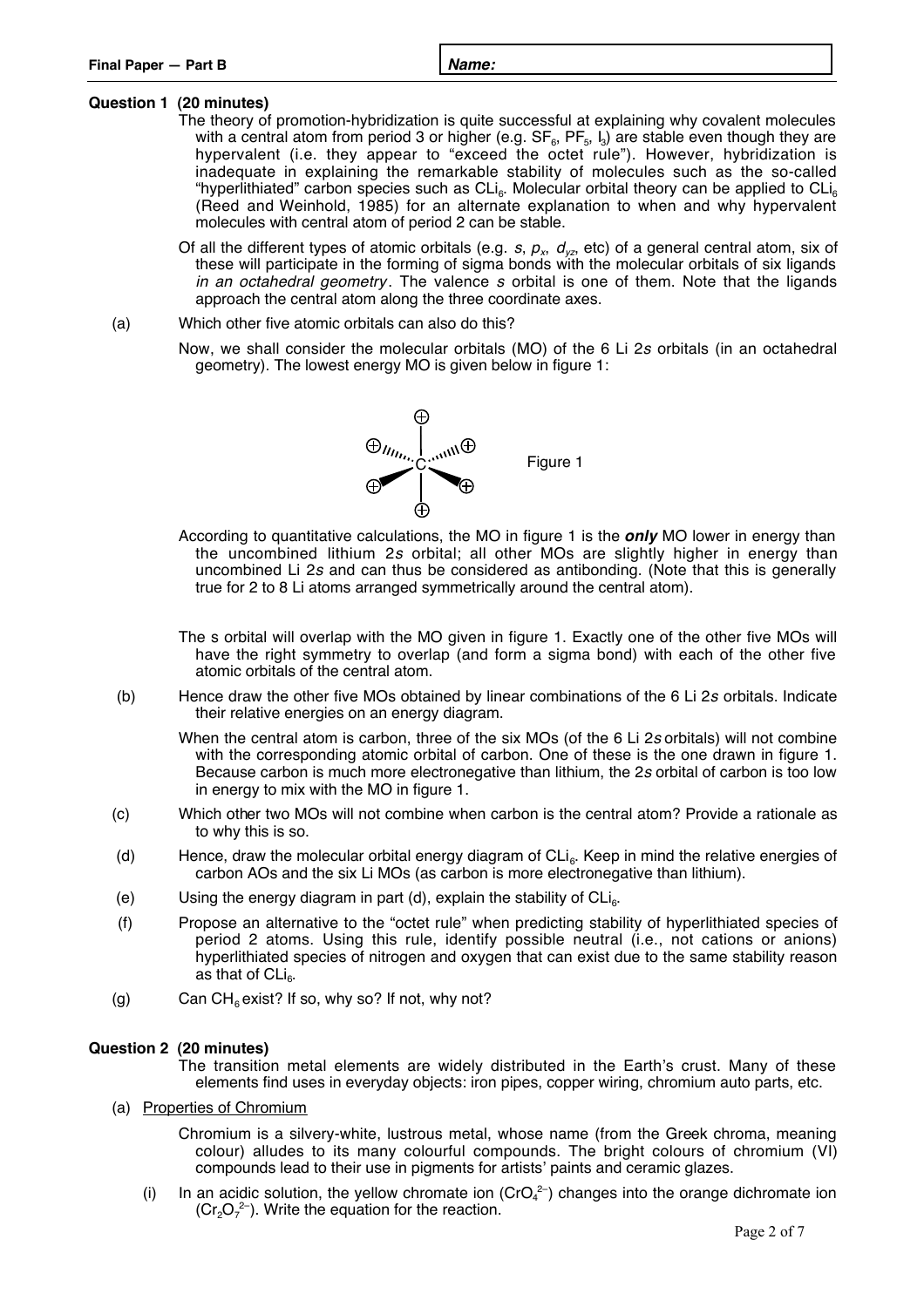**Final Paper — Part B** | **Name:**

**Question 1 (20 minutes)**

The theory of promotion-hybridization is quite successful at explaining why covalent molecules with a central atom from period 3 or higher (e.g. $SF_6$, $PF_5$, $I_3$) are stable even though they are hypervalent (i.e. they appear to "exceed the octet rule"). However, hybridization is inadequate in explaining the remarkable stability of molecules such as the so-called "hyperlithiated" carbon species such as $CLi_6$. Molecular orbital theory can be applied to $CLi_6$ (Reed and Weinhold, 1985) for an alternate explanation to when and why hypervalent molecules with central atom of period 2 can be stable.

Of all the different types of atomic orbitals (e.g. $s$, $p_x$, $d_{yz}$, etc) of a general central atom, six of these will participate in the forming of sigma bonds with the molecular orbitals of six ligands *in an octahedral geometry*. The valence $s$ orbital is one of them. Note that the ligands approach the central atom along the three coordinate axes.

(a) Which other five atomic orbitals can also do this?

Now, we shall consider the molecular orbitals (MO) of the 6 Li 2$s$ orbitals (in an octahedral geometry). The lowest energy MO is given below in figure 1:

Figure 1

According to quantitative calculations, the MO in figure 1 is the ***only*** MO lower in energy than the uncombined lithium 2$s$ orbital; all other MOs are slightly higher in energy than uncombined Li 2$s$ and can thus be considered as antibonding. (Note that this is generally true for 2 to 8 Li atoms arranged symmetrically around the central atom).

The s orbital will overlap with the MO given in figure 1. Exactly one of the other five MOs will have the right symmetry to overlap (and form a sigma bond) with each of the other five atomic orbitals of the central atom.

(b) Hence draw the other five MOs obtained by linear combinations of the 6 Li 2$s$ orbitals. Indicate their relative energies on an energy diagram.

When the central atom is carbon, three of the six MOs (of the 6 Li 2$s$ orbitals) will not combine with the corresponding atomic orbital of carbon. One of these is the one drawn in figure 1. Because carbon is much more electronegative than lithium, the 2$s$ orbital of carbon is too low in energy to mix with the MO in figure 1.

(c) Which other two MOs will not combine when carbon is the central atom? Provide a rationale as to why this is so.

(d) Hence, draw the molecular orbital energy diagram of $CLi_6$. Keep in mind the relative energies of carbon AOs and the six Li MOs (as carbon is more electronegative than lithium).

(e) Using the energy diagram in part (d), explain the stability of $CLi_6$.

(f) Propose an alternative to the "octet rule" when predicting stability of hyperlithiated species of period 2 atoms. Using this rule, identify possible neutral (i.e., not cations or anions) hyperlithiated species of nitrogen and oxygen that can exist due to the same stability reason as that of $CLi_6$.

(g) Can $CH_6$ exist? If so, why so? If not, why not?

**Question 2 (20 minutes)**

The transition metal elements are widely distributed in the Earth's crust. Many of these elements find uses in everyday objects: iron pipes, copper wiring, chromium auto parts, etc.

(a) Properties of Chromium

Chromium is a silvery-white, lustrous metal, whose name (from the Greek chroma, meaning colour) alludes to its many colourful compounds. The bright colours of chromium (VI) compounds lead to their use in pigments for artists' paints and ceramic glazes.

(i) In an acidic solution, the yellow chromate ion ($CrO_4^{2-}$) changes into the orange dichromate ion ($Cr_2O_7^{2-}$). Write the equation for the reaction.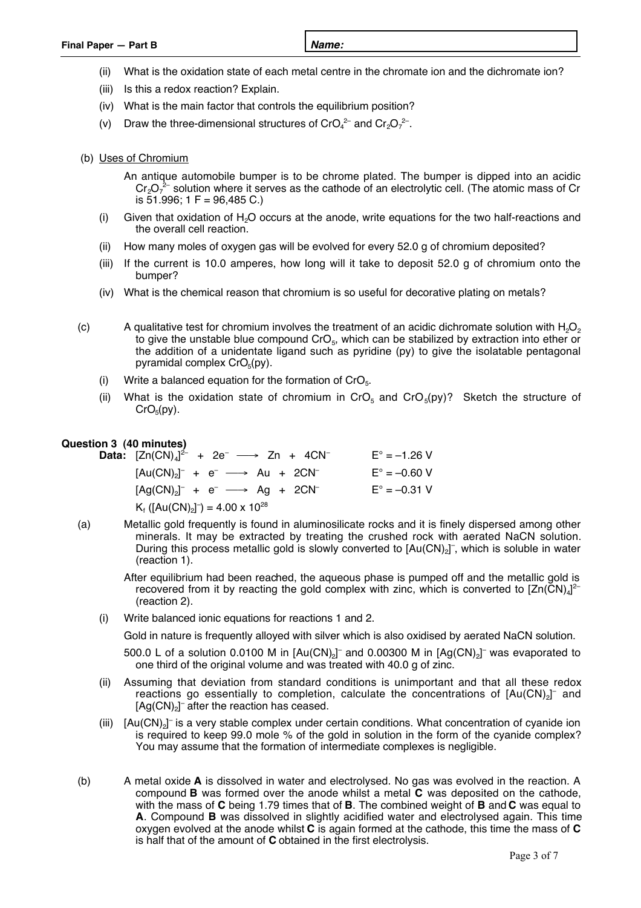(ii) What is the oxidation state of each metal centre in the chromate ion and the dichromate ion?

(iii) Is this a redox reaction? Explain.

(iv) What is the main factor that controls the equilibrium position?

(v) Draw the three-dimensional structures of $CrO_4^{2-}$ and $Cr_2O_7^{2-}$.

(b) Uses of Chromium

An antique automobile bumper is to be chrome plated. The bumper is dipped into an acidic $Cr_2O_7^{2-}$ solution where it serves as the cathode of an electrolytic cell. (The atomic mass of Cr is 51.996; 1 F = 96,485 C.)

(i) Given that oxidation of $H_2O$ occurs at the anode, write equations for the two half-reactions and the overall cell reaction.

(ii) How many moles of oxygen gas will be evolved for every 52.0 g of chromium deposited?

(iii) If the current is 10.0 amperes, how long will it take to deposit 52.0 g of chromium onto the bumper?

(iv) What is the chemical reason that chromium is so useful for decorative plating on metals?

(c) A qualitative test for chromium involves the treatment of an acidic dichromate solution with $H_2O_2$ to give the unstable blue compound $CrO_5$, which can be stabilized by extraction into ether or the addition of a unidentate ligand such as pyridine (py) to give the isolatable pentagonal pyramidal complex $CrO_5(py)$.

(i) Write a balanced equation for the formation of $CrO_5$.

(ii) What is the oxidation state of chromium in $CrO_5$ and $CrO_5(py)$? Sketch the structure of $CrO_5(py)$.

**Question 3 (40 minutes)**

**Data:**

$[Zn(CN)_4]^{2-} + 2e^- \longrightarrow Zn + 4CN^-$ $\quad E^\circ = -1.26$ V

$[Au(CN)_2]^- + e^- \longrightarrow Au + 2CN^-$ $\quad E^\circ = -0.60$ V

$[Ag(CN)_2]^- + e^- \longrightarrow Ag + 2CN^-$ $\quad E^\circ = -0.31$ V

$K_f([Au(CN)_2]^-) = 4.00 \times 10^{28}$

(a) Metallic gold frequently is found in aluminosilicate rocks and it is finely dispersed among other minerals. It may be extracted by treating the crushed rock with aerated NaCN solution. During this process metallic gold is slowly converted to $[Au(CN)_2]^-$, which is soluble in water (reaction 1).

After equilibrium had been reached, the aqueous phase is pumped off and the metallic gold is recovered from it by reacting the gold complex with zinc, which is converted to $[Zn(CN)_4]^{2-}$ (reaction 2).

(i) Write balanced ionic equations for reactions 1 and 2.

Gold in nature is frequently alloyed with silver which is also oxidised by aerated NaCN solution.

500.0 L of a solution 0.0100 M in $[Au(CN)_2]^-$ and 0.00300 M in $[Ag(CN)_2]^-$ was evaporated to one third of the original volume and was treated with 40.0 g of zinc.

(ii) Assuming that deviation from standard conditions is unimportant and that all these redox reactions go essentially to completion, calculate the concentrations of $[Au(CN)_2]^-$ and $[Ag(CN)_2]^-$ after the reaction has ceased.

(iii) $[Au(CN)_2]^-$ is a very stable complex under certain conditions. What concentration of cyanide ion is required to keep 99.0 mole % of the gold in solution in the form of the cyanide complex? You may assume that the formation of intermediate complexes is negligible.

(b) A metal oxide **A** is dissolved in water and electrolysed. No gas was evolved in the reaction. A compound **B** was formed over the anode whilst a metal **C** was deposited on the cathode, with the mass of **C** being 1.79 times that of **B**. The combined weight of **B** and **C** was equal to **A**. Compound **B** was dissolved in slightly acidified water and electrolysed again. This time oxygen evolved at the anode whilst **C** is again formed at the cathode, this time the mass of **C** is half that of the amount of **C** obtained in the first electrolysis.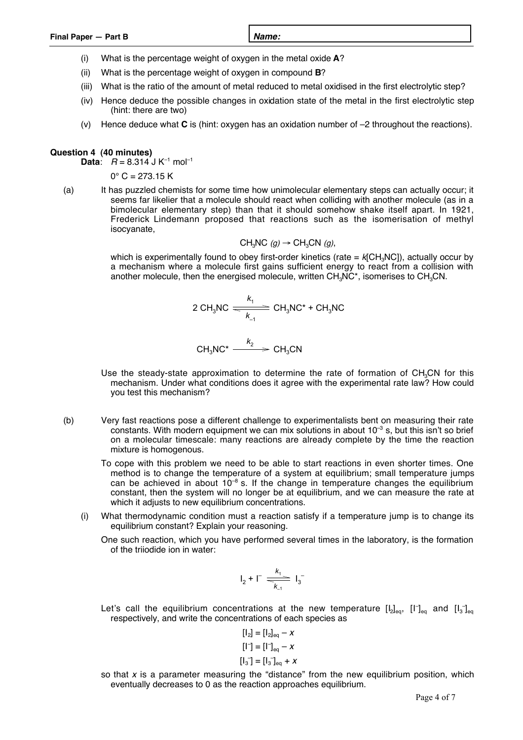(i) What is the percentage weight of oxygen in the metal oxide **A**?

(ii) What is the percentage weight of oxygen in compound **B**?

(iii) What is the ratio of the amount of metal reduced to metal oxidised in the first electrolytic step?

(iv) Hence deduce the possible changes in oxidation state of the metal in the first electrolytic step (hint: there are two)

(v) Hence deduce what **C** is (hint: oxygen has an oxidation number of –2 throughout the reactions).

**Question 4 (40 minutes)**

**Data**: $R = 8.314\ \text{J K}^{-1}\ \text{mol}^{-1}$

$0°\ \text{C} = 273.15\ \text{K}$

(a) It has puzzled chemists for some time how unimolecular elementary steps can actually occur; it seems far likelier that a molecule should react when colliding with another molecule (as in a bimolecular elementary step) than that it should somehow shake itself apart. In 1921, Frederick Lindemann proposed that reactions such as the isomerisation of methyl isocyanate,

$$CH_3NC\ (g) \rightarrow CH_3CN\ (g),$$

which is experimentally found to obey first-order kinetics (rate = $k[CH_3NC]$), actually occur by a mechanism where a molecule first gains sufficient energy to react from a collision with another molecule, then the energised molecule, written $CH_3NC^*$, isomerises to $CH_3CN$.

$$2\ CH_3NC \underset{k_{-1}}{\overset{k_1}{\rightleftharpoons}} CH_3NC^* + CH_3NC$$

$$CH_3NC^* \xrightarrow{k_2} CH_3CN$$

Use the steady-state approximation to determine the rate of formation of $CH_3CN$ for this mechanism. Under what conditions does it agree with the experimental rate law? How could you test this mechanism?

(b) Very fast reactions pose a different challenge to experimentalists bent on measuring their rate constants. With modern equipment we can mix solutions in about $10^{-3}$ s, but this isn't so brief on a molecular timescale: many reactions are already complete by the time the reaction mixture is homogenous.

To cope with this problem we need to be able to start reactions in even shorter times. One method is to change the temperature of a system at equilibrium; small temperature jumps can be achieved in about $10^{-8}$ s. If the change in temperature changes the equilibrium constant, then the system will no longer be at equilibrium, and we can measure the rate at which it adjusts to new equilibrium concentrations.

(i) What thermodynamic condition must a reaction satisfy if a temperature jump is to change its equilibrium constant? Explain your reasoning.

One such reaction, which you have performed several times in the laboratory, is the formation of the triiodide ion in water:

$$I_2 + I^- \underset{k_{-1}}{\overset{k_1}{\rightleftharpoons}} I_3^-$$

Let's call the equilibrium concentrations at the new temperature $[I_2]_{eq}$, $[I^-]_{eq}$ and $[I_3^-]_{eq}$ respectively, and write the concentrations of each species as

$$[I_2] = [I_2]_{eq} - x$$

$$[I^-] = [I^-]_{eq} - x$$

$$[I_3^-] = [I_3^-]_{eq} + x$$

so that $x$ is a parameter measuring the "distance" from the new equilibrium position, which eventually decreases to 0 as the reaction approaches equilibrium.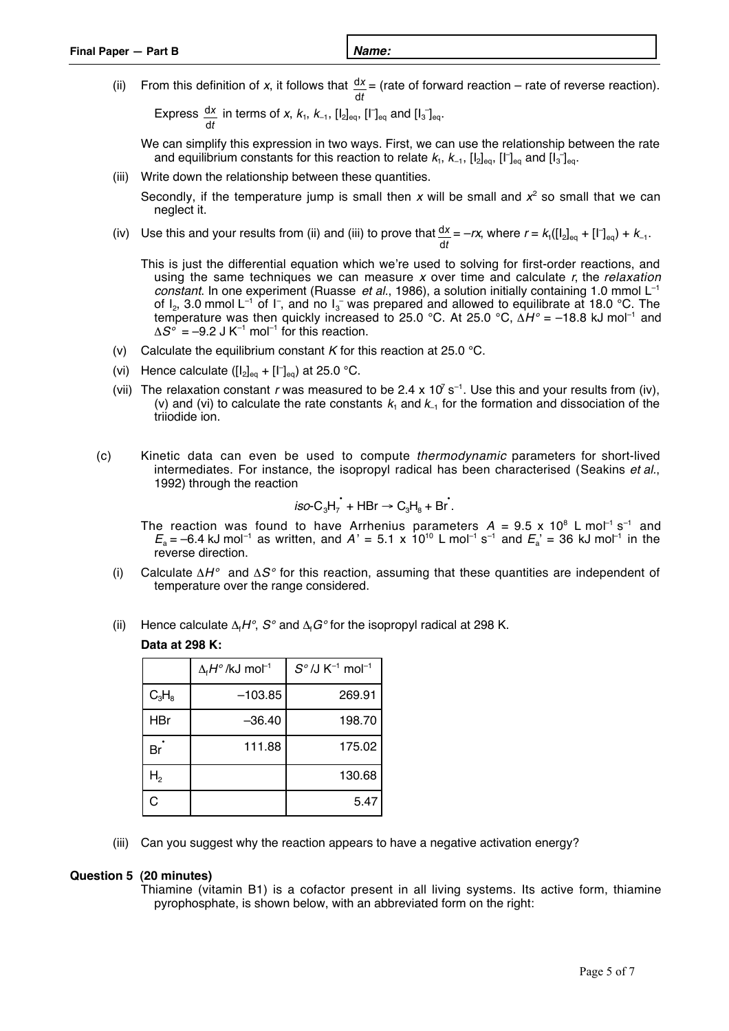(ii) From this definition of $x$, it follows that $\frac{dx}{dt}$ = (rate of forward reaction – rate of reverse reaction).

Express $\frac{dx}{dt}$ in terms of $x$, $k_1$, $k_{-1}$, $[I_2]_{eq}$, $[I^-]_{eq}$ and $[I_3^-]_{eq}$.

We can simplify this expression in two ways. First, we can use the relationship between the rate and equilibrium constants for this reaction to relate $k_1$, $k_{-1}$, $[I_2]_{eq}$, $[I^-]_{eq}$ and $[I_3^-]_{eq}$.

(iii) Write down the relationship between these quantities.

Secondly, if the temperature jump is small then $x$ will be small and $x^2$ so small that we can neglect it.

(iv) Use this and your results from (ii) and (iii) to prove that $\frac{dx}{dt} = -rx$, where $r = k_1([I_2]_{eq} + [I^-]_{eq}) + k_{-1}$.

This is just the differential equation which we're used to solving for first-order reactions, and using the same techniques we can measure $x$ over time and calculate $r$, the *relaxation constant*. In one experiment (Ruasse *et al.*, 1986), a solution initially containing 1.0 mmol L$^{-1}$ of $I_2$, 3.0 mmol L$^{-1}$ of $I^-$, and no $I_3^-$ was prepared and allowed to equilibrate at 18.0 °C. The temperature was then quickly increased to 25.0 °C. At 25.0 °C, $\Delta H° = -18.8$ kJ mol$^{-1}$ and $\Delta S° = -9.2$ J K$^{-1}$ mol$^{-1}$ for this reaction.

(v) Calculate the equilibrium constant $K$ for this reaction at 25.0 °C.

(vi) Hence calculate $([I_2]_{eq} + [I^-]_{eq})$ at 25.0 °C.

(vii) The relaxation constant $r$ was measured to be $2.4 \times 10^7$ s$^{-1}$. Use this and your results from (iv), (v) and (vi) to calculate the rate constants $k_1$ and $k_{-1}$ for the formation and dissociation of the triiodide ion.

(c) Kinetic data can even be used to compute *thermodynamic* parameters for short-lived intermediates. For instance, the isopropyl radical has been characterised (Seakins *et al.*, 1992) through the reaction

$$iso\text{-}C_3H_7^{\bullet} + HBr \rightarrow C_3H_8 + Br^{\bullet}.$$

The reaction was found to have Arrhenius parameters $A = 9.5 \times 10^8$ L mol$^{-1}$ s$^{-1}$ and $E_a = -6.4$ kJ mol$^{-1}$ as written, and $A' = 5.1 \times 10^{10}$ L mol$^{-1}$ s$^{-1}$ and $E_a' = 36$ kJ mol$^{-1}$ in the reverse direction.

(i) Calculate $\Delta H°$ and $\Delta S°$ for this reaction, assuming that these quantities are independent of temperature over the range considered.

(ii) Hence calculate $\Delta_f H°$, $S°$ and $\Delta_f G°$ for the isopropyl radical at 298 K.

**Data at 298 K:**

| | $\Delta_f H°$ /kJ mol$^{-1}$ | $S°$ /J K$^{-1}$ mol$^{-1}$ |
|---|---|---|
| $C_3H_8$ | −103.85 | 269.91 |
| HBr | −36.40 | 198.70 |
| $Br^{\bullet}$ | 111.88 | 175.02 |
| $H_2$ | | 130.68 |
| C | | 5.47 |

(iii) Can you suggest why the reaction appears to have a negative activation energy?

## Question 5 (20 minutes)

Thiamine (vitamin B1) is a cofactor present in all living systems. Its active form, thiamine pyrophosphate, is shown below, with an abbreviated form on the right: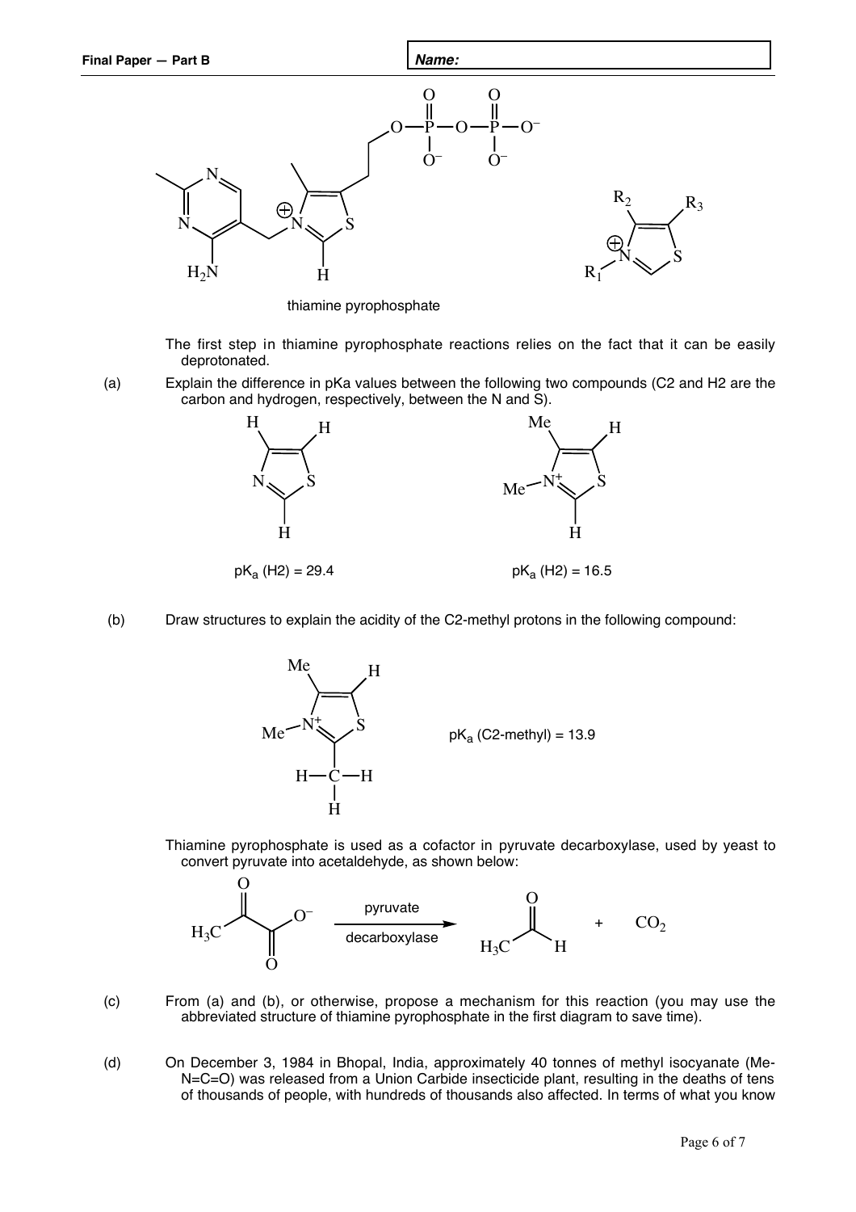thiamine pyrophosphate

The first step in thiamine pyrophosphate reactions relies on the fact that it can be easily deprotonated.

(a) Explain the difference in pKa values between the following two compounds (C2 and H2 are the carbon and hydrogen, respectively, between the N and S).

$pK_a$ (H2) = 29.4

$pK_a$ (H2) = 16.5

(b) Draw structures to explain the acidity of the C2-methyl protons in the following compound:

$pK_a$ (C2-methyl) = 13.9

Thiamine pyrophosphate is used as a cofactor in pyruvate decarboxylase, used by yeast to convert pyruvate into acetaldehyde, as shown below:

pyruvate decarboxylase → + $CO_2$

(c) From (a) and (b), or otherwise, propose a mechanism for this reaction (you may use the abbreviated structure of thiamine pyrophosphate in the first diagram to save time).

(d) On December 3, 1984 in Bhopal, India, approximately 40 tonnes of methyl isocyanate (Me-N=C=O) was released from a Union Carbide insecticide plant, resulting in the deaths of tens of thousands of people, with hundreds of thousands also affected. In terms of what you know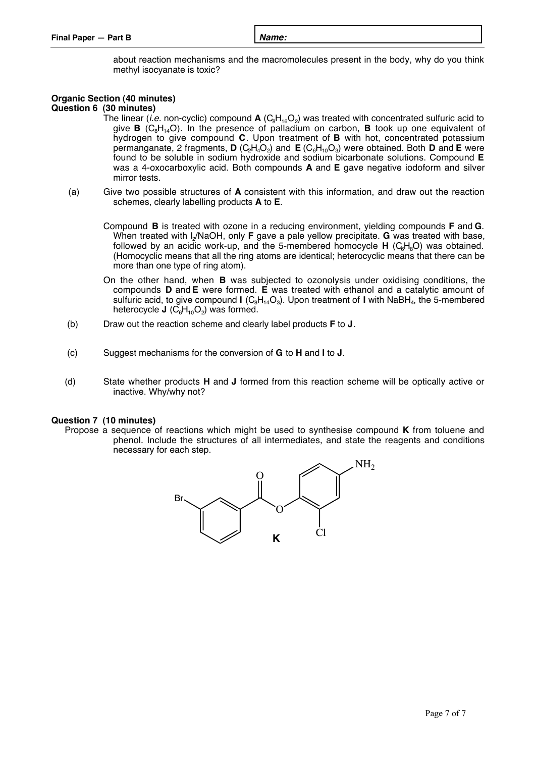about reaction mechanisms and the macromolecules present in the body, why do you think methyl isocyanate is toxic?

## Organic Section (40 minutes)

### Question 6 (30 minutes)

The linear (*i.e.* non-cyclic) compound **A** ($C_8H_{16}O_2$) was treated with concentrated sulfuric acid to give **B** ($C_8H_{14}O$). In the presence of palladium on carbon, **B** took up one equivalent of hydrogen to give compound **C**. Upon treatment of **B** with hot, concentrated potassium permanganate, 2 fragments, **D** ($C_2H_4O_2$) and **E** ($C_6H_{10}O_3$) were obtained. Both **D** and **E** were found to be soluble in sodium hydroxide and sodium bicarbonate solutions. Compound **E** was a 4-oxocarboxylic acid. Both compounds **A** and **E** gave negative iodoform and silver mirror tests.

(a) Give two possible structures of **A** consistent with this information, and draw out the reaction schemes, clearly labelling products **A** to **E**.

Compound **B** is treated with ozone in a reducing environment, yielding compounds **F** and **G**. When treated with $I_2$/NaOH, only **F** gave a pale yellow precipitate. **G** was treated with base, followed by an acidic work-up, and the 5-membered homocycle **H** ($C_6H_8O$) was obtained. (Homocyclic means that all the ring atoms are identical; heterocyclic means that there can be more than one type of ring atom).

On the other hand, when **B** was subjected to ozonolysis under oxidising conditions, the compounds **D** and **E** were formed. **E** was treated with ethanol and a catalytic amount of sulfuric acid, to give compound **I** ($C_8H_{14}O_3$). Upon treatment of **I** with $NaBH_4$, the 5-membered heterocycle **J** ($C_6H_{10}O_2$) was formed.

(b) Draw out the reaction scheme and clearly label products **F** to **J**.

(c) Suggest mechanisms for the conversion of **G** to **H** and **I** to **J**.

(d) State whether products **H** and **J** formed from this reaction scheme will be optically active or inactive. Why/why not?

### Question 7 (10 minutes)

Propose a sequence of reactions which might be used to synthesise compound **K** from toluene and phenol. Include the structures of all intermediates, and state the reagents and conditions necessary for each step.

O

Br

O

NH$_2$

Cl

**K**